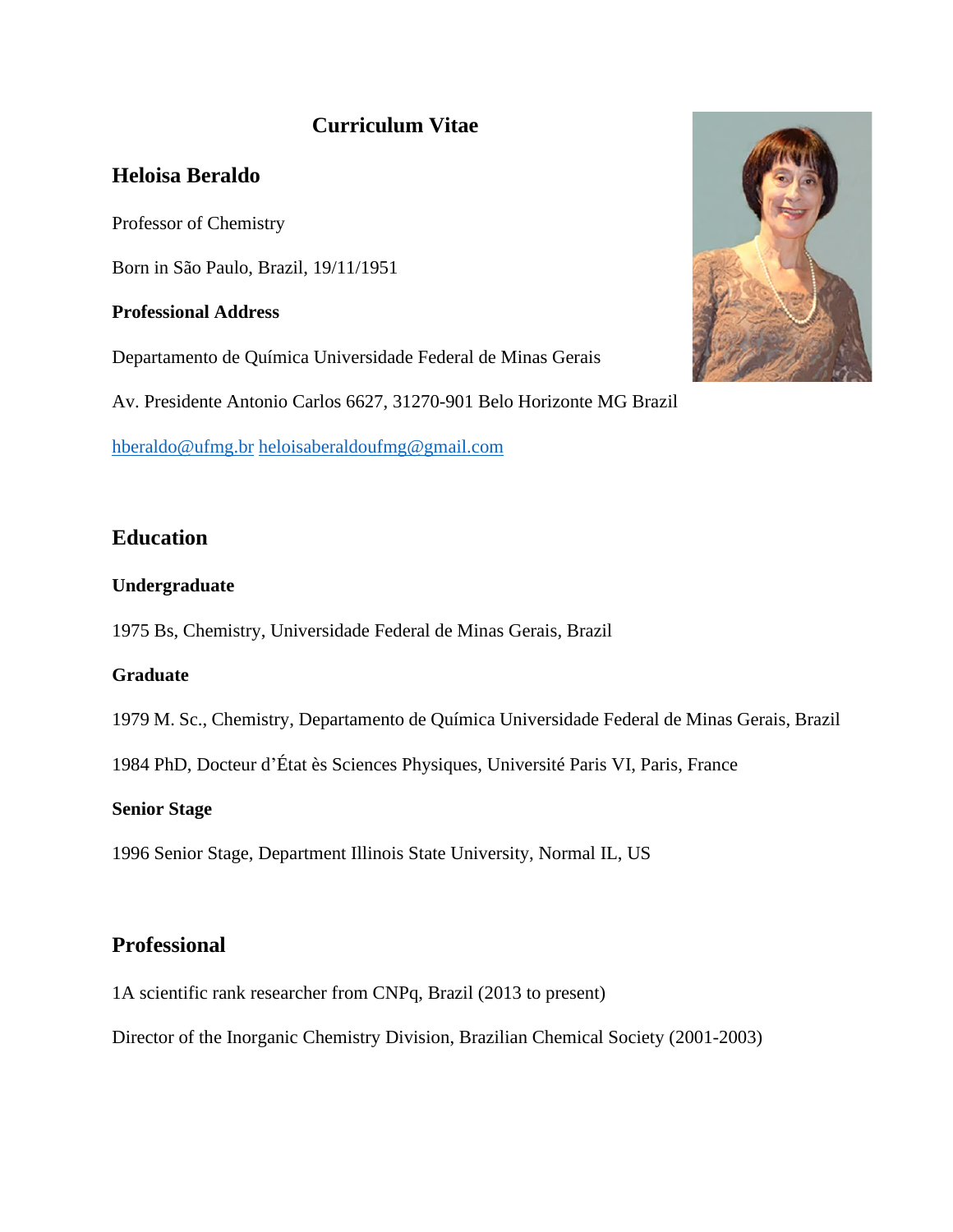# Curriculum Vitae

## Heloisa Beraldo

Professor of Chemistry

Born in São Paulo, Brazil, 19/11/1951

**Professional Address**

Departamento de Química Universidade Federal de Minas Gerais

Av. Presidente Antonio Carlos 6627, 31270-901 Belo Horizonte MG Brazil

hberaldo@ufmg.br heloisaberaldoufmg@gmail.com

## Education

**Undergraduate**

1975 Bs, Chemistry, Universidade Federal de Minas Gerais, Brazil

**Graduate**

1979 M. Sc., Chemistry, Departamento de Química Universidade Federal de Minas Gerais, Brazil

1984 PhD, Docteur d'État ès Sciences Physiques, Université Paris VI, Paris, France

**Senior Stage**

1996 Senior Stage, Department Illinois State University, Normal IL, US

## Professional

1A scientific rank researcher from CNPq, Brazil (2013 to present)

Director of the Inorganic Chemistry Division, Brazilian Chemical Society (2001-2003)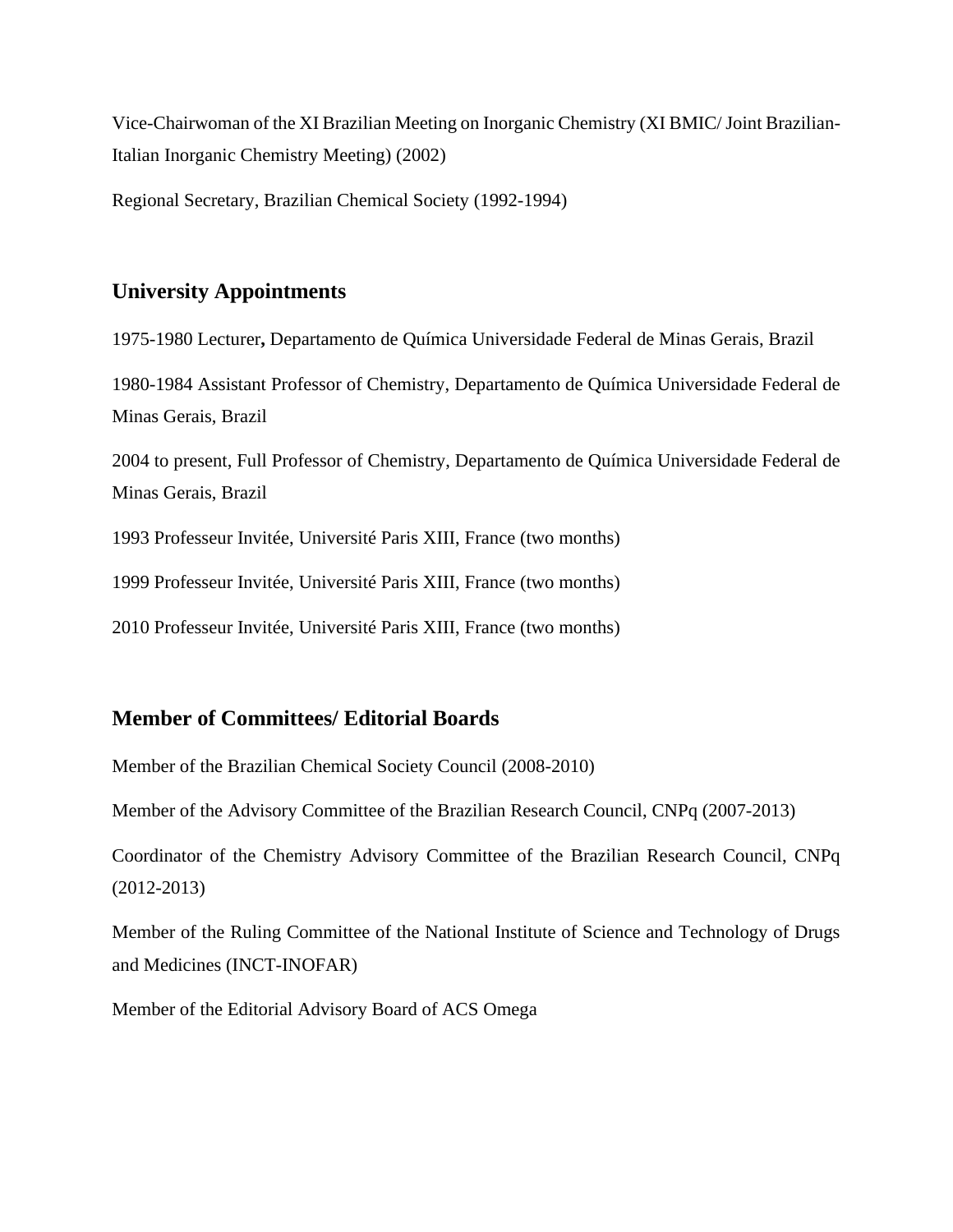Vice-Chairwoman of the XI Brazilian Meeting on Inorganic Chemistry (XI BMIC/ Joint Brazilian-Italian Inorganic Chemistry Meeting) (2002)

Regional Secretary, Brazilian Chemical Society (1992-1994)

## University Appointments

1975-1980 Lecturer**,** Departamento de Química Universidade Federal de Minas Gerais, Brazil

1980-1984 Assistant Professor of Chemistry, Departamento de Química Universidade Federal de Minas Gerais, Brazil

2004 to present, Full Professor of Chemistry, Departamento de Química Universidade Federal de Minas Gerais, Brazil

1993 Professeur Invitée, Université Paris XIII, France (two months)

1999 Professeur Invitée, Université Paris XIII, France (two months)

2010 Professeur Invitée, Université Paris XIII, France (two months)

## Member of Committees/ Editorial Boards

Member of the Brazilian Chemical Society Council (2008-2010)

Member of the Advisory Committee of the Brazilian Research Council, CNPq (2007-2013)

Coordinator of the Chemistry Advisory Committee of the Brazilian Research Council, CNPq (2012-2013)

Member of the Ruling Committee of the National Institute of Science and Technology of Drugs and Medicines (INCT-INOFAR)

Member of the Editorial Advisory Board of ACS Omega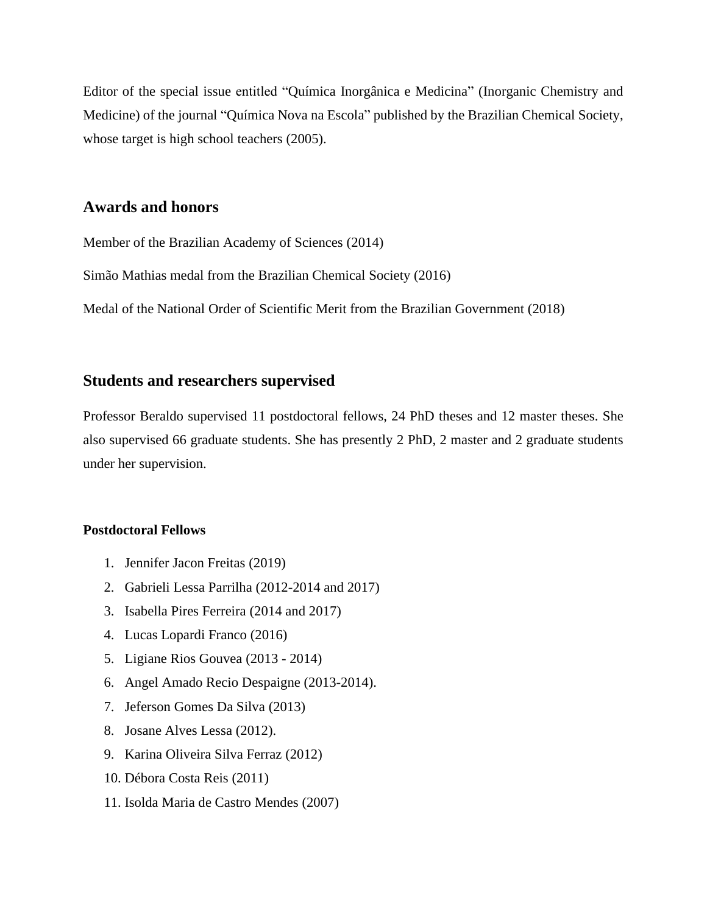Editor of the special issue entitled "Química Inorgânica e Medicina" (Inorganic Chemistry and Medicine) of the journal "Química Nova na Escola" published by the Brazilian Chemical Society, whose target is high school teachers (2005).

## Awards and honors

Member of the Brazilian Academy of Sciences (2014)

Simão Mathias medal from the Brazilian Chemical Society (2016)

Medal of the National Order of Scientific Merit from the Brazilian Government (2018)

## Students and researchers supervised

Professor Beraldo supervised 11 postdoctoral fellows, 24 PhD theses and 12 master theses. She also supervised 66 graduate students. She has presently 2 PhD, 2 master and 2 graduate students under her supervision.

#### Postdoctoral Fellows

1. Jennifer Jacon Freitas (2019)
2. Gabrieli Lessa Parrilha (2012-2014 and 2017)
3. Isabella Pires Ferreira (2014 and 2017)
4. Lucas Lopardi Franco (2016)
5. Ligiane Rios Gouvea (2013 - 2014)
6. Angel Amado Recio Despaigne (2013-2014).
7. Jeferson Gomes Da Silva (2013)
8. Josane Alves Lessa (2012).
9. Karina Oliveira Silva Ferraz (2012)
10. Débora Costa Reis (2011)
11. Isolda Maria de Castro Mendes (2007)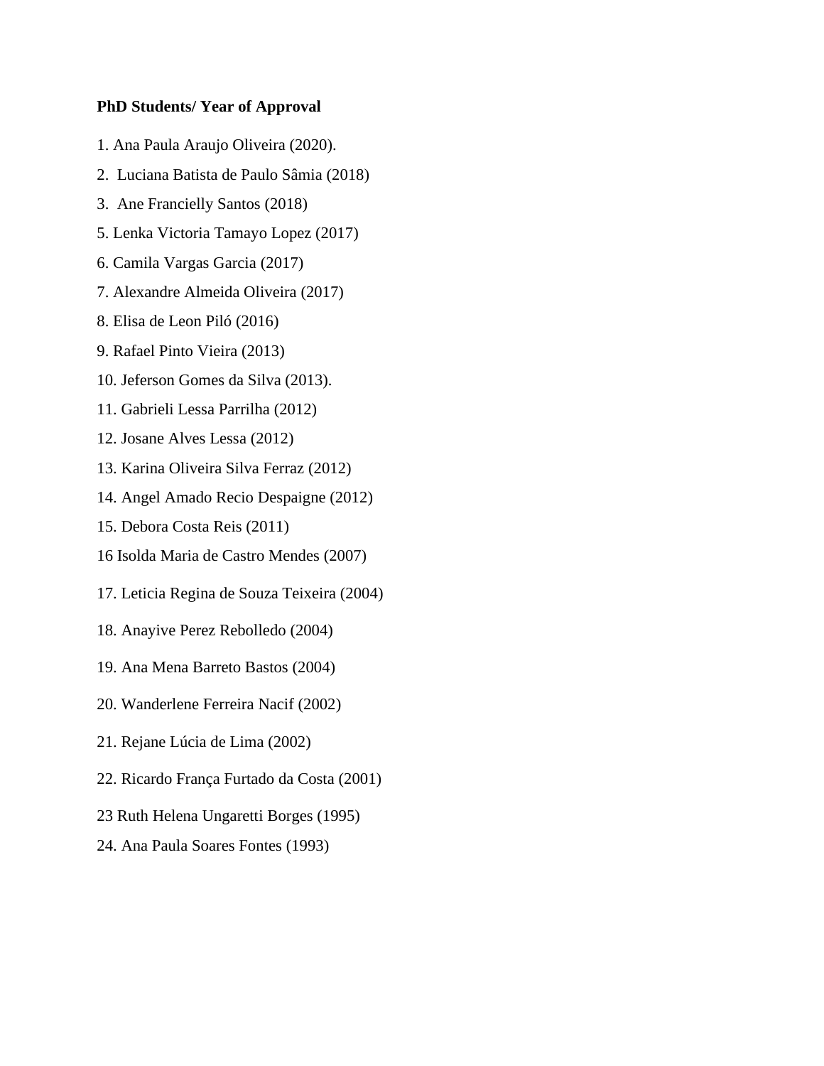**PhD Students/ Year of Approval**

1. Ana Paula Araujo Oliveira (2020).

2. Luciana Batista de Paulo Sâmia (2018)

3. Ane Francielly Santos (2018)

5. Lenka Victoria Tamayo Lopez (2017)

6. Camila Vargas Garcia (2017)

7. Alexandre Almeida Oliveira (2017)

8. Elisa de Leon Piló (2016)

9. Rafael Pinto Vieira (2013)

10. Jeferson Gomes da Silva (2013).

11. Gabrieli Lessa Parrilha (2012)

12. Josane Alves Lessa (2012)

13. Karina Oliveira Silva Ferraz (2012)

14. Angel Amado Recio Despaigne (2012)

15. Debora Costa Reis (2011)

16 Isolda Maria de Castro Mendes (2007)

17. Leticia Regina de Souza Teixeira (2004)

18. Anayive Perez Rebolledo (2004)

19. Ana Mena Barreto Bastos (2004)

20. Wanderlene Ferreira Nacif (2002)

21. Rejane Lúcia de Lima (2002)

22. Ricardo França Furtado da Costa (2001)

23 Ruth Helena Ungaretti Borges (1995)

24. Ana Paula Soares Fontes (1993)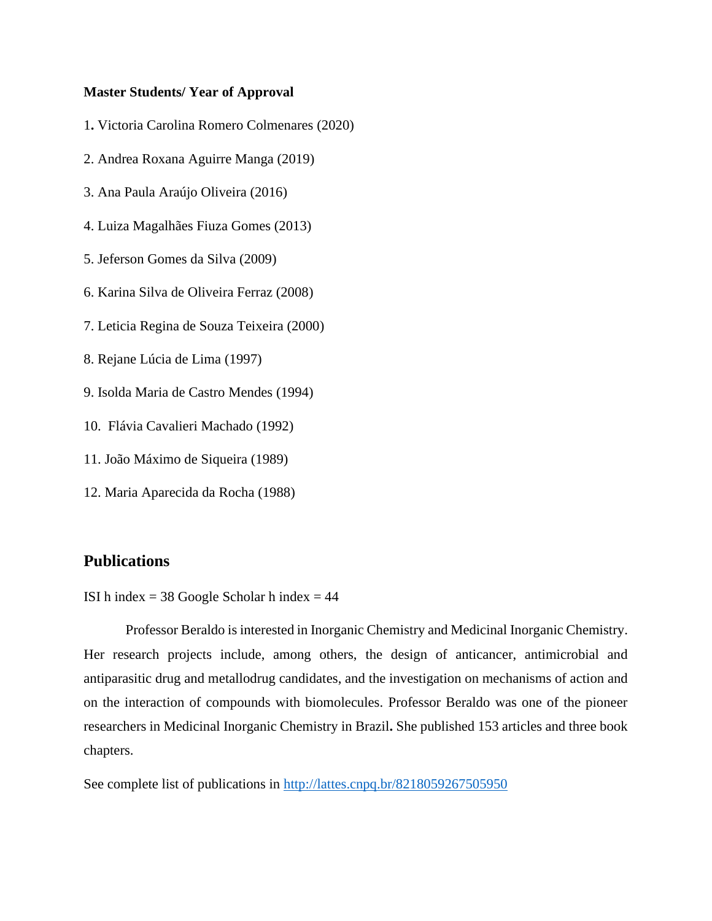**Master Students/ Year of Approval**

1. Victoria Carolina Romero Colmenares (2020)

2. Andrea Roxana Aguirre Manga (2019)

3. Ana Paula Araújo Oliveira (2016)

4. Luiza Magalhães Fiuza Gomes (2013)

5. Jeferson Gomes da Silva (2009)

6. Karina Silva de Oliveira Ferraz (2008)

7. Leticia Regina de Souza Teixeira (2000)

8. Rejane Lúcia de Lima (1997)

9. Isolda Maria de Castro Mendes (1994)

10. Flávia Cavalieri Machado (1992)

11. João Máximo de Siqueira (1989)

12. Maria Aparecida da Rocha (1988)

## Publications

ISI h index = 38 Google Scholar h index = 44

Professor Beraldo is interested in Inorganic Chemistry and Medicinal Inorganic Chemistry. Her research projects include, among others, the design of anticancer, antimicrobial and antiparasitic drug and metallodrug candidates, and the investigation on mechanisms of action and on the interaction of compounds with biomolecules. Professor Beraldo was one of the pioneer researchers in Medicinal Inorganic Chemistry in Brazil**.** She published 153 articles and three book chapters.

See complete list of publications in http://lattes.cnpq.br/8218059267505950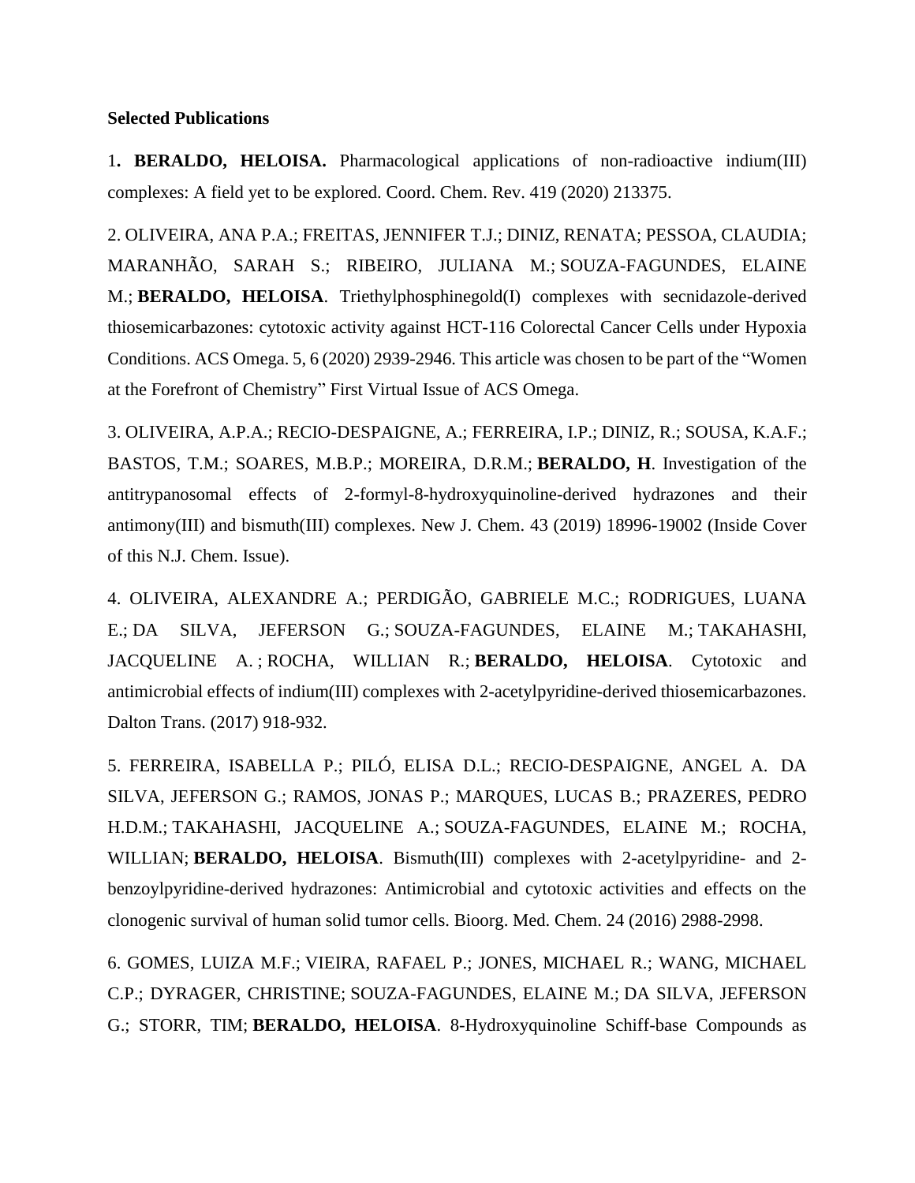**Selected Publications**

1**. BERALDO, HELOISA.** Pharmacological applications of non-radioactive indium(III) complexes: A field yet to be explored. Coord. Chem. Rev. 419 (2020) 213375.

2. OLIVEIRA, ANA P.A.; FREITAS, JENNIFER T.J.; DINIZ, RENATA; PESSOA, CLAUDIA; MARANHÃO, SARAH S.; RIBEIRO, JULIANA M.; SOUZA-FAGUNDES, ELAINE M.; **BERALDO, HELOISA**. Triethylphosphinegold(I) complexes with secnidazole-derived thiosemicarbazones: cytotoxic activity against HCT-116 Colorectal Cancer Cells under Hypoxia Conditions. ACS Omega. 5, 6 (2020) 2939-2946. This article was chosen to be part of the "Women at the Forefront of Chemistry" First Virtual Issue of ACS Omega.

3. OLIVEIRA, A.P.A.; RECIO-DESPAIGNE, A.; FERREIRA, I.P.; DINIZ, R.; SOUSA, K.A.F.; BASTOS, T.M.; SOARES, M.B.P.; MOREIRA, D.R.M.; **BERALDO, H**. Investigation of the antitrypanosomal effects of 2-formyl-8-hydroxyquinoline-derived hydrazones and their antimony(III) and bismuth(III) complexes. New J. Chem. 43 (2019) 18996-19002 (Inside Cover of this N.J. Chem. Issue).

4. OLIVEIRA, ALEXANDRE A.; PERDIGÃO, GABRIELE M.C.; RODRIGUES, LUANA E.; DA SILVA, JEFERSON G.; SOUZA-FAGUNDES, ELAINE M.; TAKAHASHI, JACQUELINE A. ; ROCHA, WILLIAN R.; **BERALDO, HELOISA**. Cytotoxic and antimicrobial effects of indium(III) complexes with 2-acetylpyridine-derived thiosemicarbazones. Dalton Trans. (2017) 918-932.

5. FERREIRA, ISABELLA P.; PILÓ, ELISA D.L.; RECIO-DESPAIGNE, ANGEL A. DA SILVA, JEFERSON G.; RAMOS, JONAS P.; MARQUES, LUCAS B.; PRAZERES, PEDRO H.D.M.; TAKAHASHI, JACQUELINE A.; SOUZA-FAGUNDES, ELAINE M.; ROCHA, WILLIAN; **BERALDO, HELOISA**. Bismuth(III) complexes with 2-acetylpyridine- and 2-benzoylpyridine-derived hydrazones: Antimicrobial and cytotoxic activities and effects on the clonogenic survival of human solid tumor cells. Bioorg. Med. Chem. 24 (2016) 2988-2998.

6. GOMES, LUIZA M.F.; VIEIRA, RAFAEL P.; JONES, MICHAEL R.; WANG, MICHAEL C.P.; DYRAGER, CHRISTINE; SOUZA-FAGUNDES, ELAINE M.; DA SILVA, JEFERSON G.; STORR, TIM; **BERALDO, HELOISA**. 8-Hydroxyquinoline Schiff-base Compounds as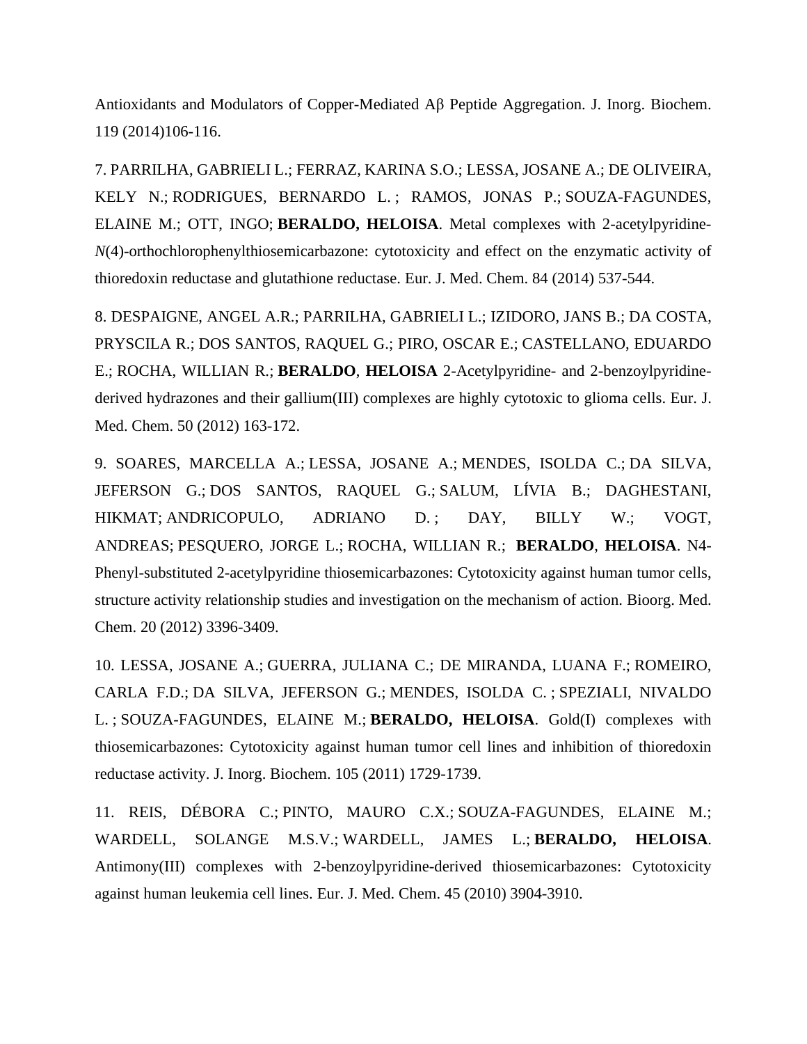Antioxidants and Modulators of Copper-Mediated Aβ Peptide Aggregation. J. Inorg. Biochem. 119 (2014)106-116.

7. PARRILHA, GABRIELI L.; FERRAZ, KARINA S.O.; LESSA, JOSANE A.; DE OLIVEIRA, KELY N.; RODRIGUES, BERNARDO L. ; RAMOS, JONAS P.; SOUZA-FAGUNDES, ELAINE M.; OTT, INGO; **BERALDO, HELOISA**. Metal complexes with 2-acetylpyridine-*N*(4)-orthochlorophenylthiosemicarbazone: cytotoxicity and effect on the enzymatic activity of thioredoxin reductase and glutathione reductase. Eur. J. Med. Chem. 84 (2014) 537-544.

8. DESPAIGNE, ANGEL A.R.; PARRILHA, GABRIELI L.; IZIDORO, JANS B.; DA COSTA, PRYSCILA R.; DOS SANTOS, RAQUEL G.; PIRO, OSCAR E.; CASTELLANO, EDUARDO E.; ROCHA, WILLIAN R.; **BERALDO**, **HELOISA** 2-Acetylpyridine- and 2-benzoylpyridine-derived hydrazones and their gallium(III) complexes are highly cytotoxic to glioma cells. Eur. J. Med. Chem. 50 (2012) 163-172.

9. SOARES, MARCELLA A.; LESSA, JOSANE A.; MENDES, ISOLDA C.; DA SILVA, JEFERSON G.; DOS SANTOS, RAQUEL G.; SALUM, LÍVIA B.; DAGHESTANI, HIKMAT; ANDRICOPULO, ADRIANO D. ; DAY, BILLY W.; VOGT, ANDREAS; PESQUERO, JORGE L.; ROCHA, WILLIAN R.; **BERALDO**, **HELOISA**. N4-Phenyl-substituted 2-acetylpyridine thiosemicarbazones: Cytotoxicity against human tumor cells, structure activity relationship studies and investigation on the mechanism of action. Bioorg. Med. Chem. 20 (2012) 3396-3409.

10. LESSA, JOSANE A.; GUERRA, JULIANA C.; DE MIRANDA, LUANA F.; ROMEIRO, CARLA F.D.; DA SILVA, JEFERSON G.; MENDES, ISOLDA C. ; SPEZIALI, NIVALDO L. ; SOUZA-FAGUNDES, ELAINE M.; **BERALDO, HELOISA**. Gold(I) complexes with thiosemicarbazones: Cytotoxicity against human tumor cell lines and inhibition of thioredoxin reductase activity. J. Inorg. Biochem. 105 (2011) 1729-1739.

11. REIS, DÉBORA C.; PINTO, MAURO C.X.; SOUZA-FAGUNDES, ELAINE M.; WARDELL, SOLANGE M.S.V.; WARDELL, JAMES L.; **BERALDO, HELOISA**. Antimony(III) complexes with 2-benzoylpyridine-derived thiosemicarbazones: Cytotoxicity against human leukemia cell lines. Eur. J. Med. Chem. 45 (2010) 3904-3910.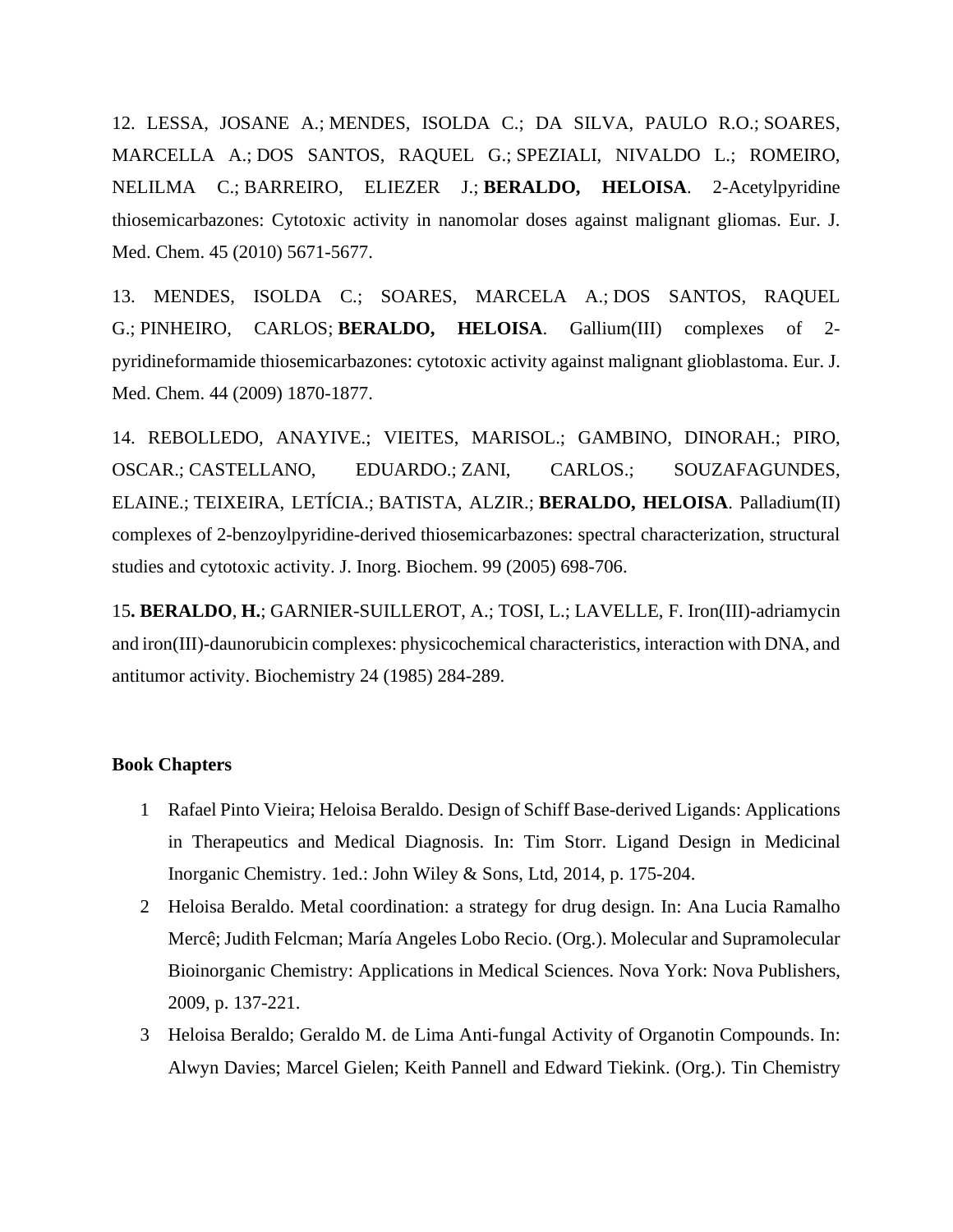12. LESSA, JOSANE A.; MENDES, ISOLDA C.; DA SILVA, PAULO R.O.; SOARES, MARCELLA A.; DOS SANTOS, RAQUEL G.; SPEZIALI, NIVALDO L.; ROMEIRO, NELILMA C.; BARREIRO, ELIEZER J.; **BERALDO, HELOISA**. 2-Acetylpyridine thiosemicarbazones: Cytotoxic activity in nanomolar doses against malignant gliomas. Eur. J. Med. Chem. 45 (2010) 5671-5677.

13. MENDES, ISOLDA C.; SOARES, MARCELA A.; DOS SANTOS, RAQUEL G.; PINHEIRO, CARLOS; **BERALDO, HELOISA**. Gallium(III) complexes of 2-pyridineformamide thiosemicarbazones: cytotoxic activity against malignant glioblastoma. Eur. J. Med. Chem. 44 (2009) 1870-1877.

14. REBOLLEDO, ANAYIVE.; VIEITES, MARISOL.; GAMBINO, DINORAH.; PIRO, OSCAR.; CASTELLANO, EDUARDO.; ZANI, CARLOS.; SOUZAFAGUNDES, ELAINE.; TEIXEIRA, LETÍCIA.; BATISTA, ALZIR.; **BERALDO, HELOISA**. Palladium(II) complexes of 2-benzoylpyridine-derived thiosemicarbazones: spectral characterization, structural studies and cytotoxic activity. J. Inorg. Biochem. 99 (2005) 698-706.

15**. BERALDO**, **H.**; GARNIER-SUILLEROT, A.; TOSI, L.; LAVELLE, F. Iron(III)-adriamycin and iron(III)-daunorubicin complexes: physicochemical characteristics, interaction with DNA, and antitumor activity. Biochemistry 24 (1985) 284-289.

**Book Chapters**

1. Rafael Pinto Vieira; Heloisa Beraldo. Design of Schiff Base-derived Ligands: Applications in Therapeutics and Medical Diagnosis. In: Tim Storr. Ligand Design in Medicinal Inorganic Chemistry. 1ed.: John Wiley & Sons, Ltd, 2014, p. 175-204.
2. Heloisa Beraldo. Metal coordination: a strategy for drug design. In: Ana Lucia Ramalho Mercê; Judith Felcman; María Angeles Lobo Recio. (Org.). Molecular and Supramolecular Bioinorganic Chemistry: Applications in Medical Sciences. Nova York: Nova Publishers, 2009, p. 137-221.
3. Heloisa Beraldo; Geraldo M. de Lima Anti-fungal Activity of Organotin Compounds. In: Alwyn Davies; Marcel Gielen; Keith Pannell and Edward Tiekink. (Org.). Tin Chemistry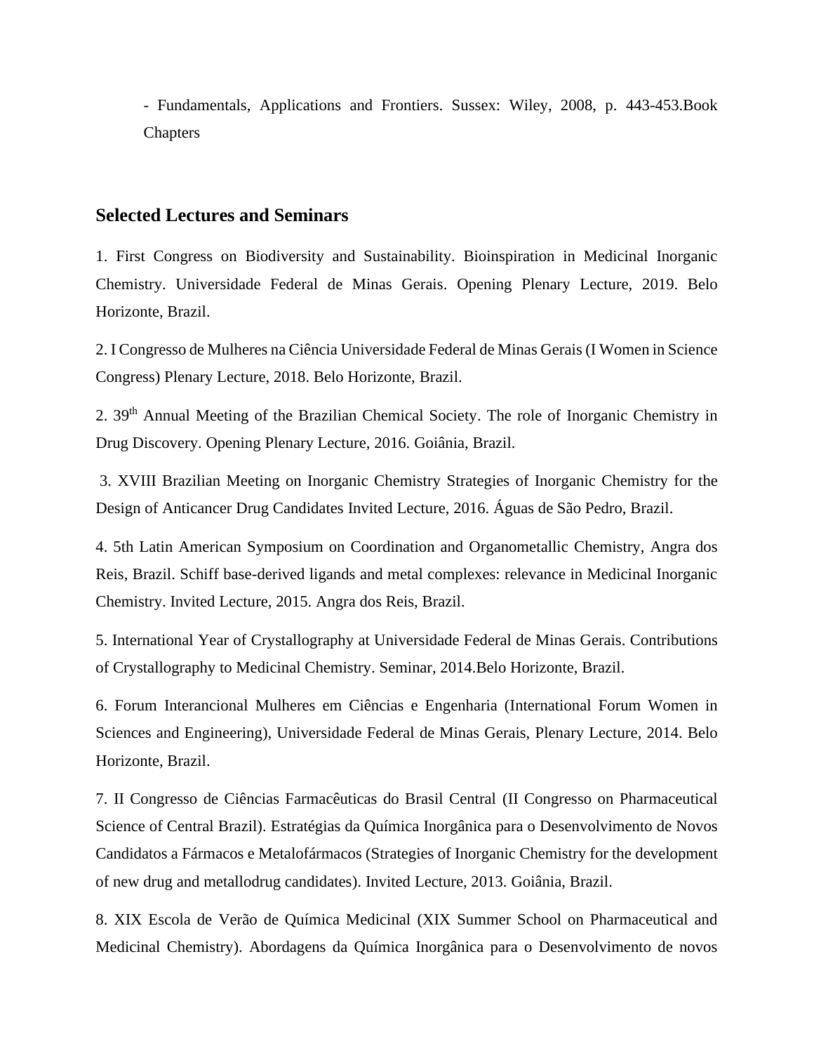- Fundamentals, Applications and Frontiers. Sussex: Wiley, 2008, p. 443-453.Book Chapters

## Selected Lectures and Seminars

1. First Congress on Biodiversity and Sustainability. Bioinspiration in Medicinal Inorganic Chemistry. Universidade Federal de Minas Gerais. Opening Plenary Lecture, 2019. Belo Horizonte, Brazil.

2. I Congresso de Mulheres na Ciência Universidade Federal de Minas Gerais (I Women in Science Congress) Plenary Lecture, 2018. Belo Horizonte, Brazil.

2. 39th Annual Meeting of the Brazilian Chemical Society. The role of Inorganic Chemistry in Drug Discovery. Opening Plenary Lecture, 2016. Goiânia, Brazil.

3. XVIII Brazilian Meeting on Inorganic Chemistry Strategies of Inorganic Chemistry for the Design of Anticancer Drug Candidates Invited Lecture, 2016. Águas de São Pedro, Brazil.

4. 5th Latin American Symposium on Coordination and Organometallic Chemistry, Angra dos Reis, Brazil. Schiff base-derived ligands and metal complexes: relevance in Medicinal Inorganic Chemistry. Invited Lecture, 2015. Angra dos Reis, Brazil.

5. International Year of Crystallography at Universidade Federal de Minas Gerais. Contributions of Crystallography to Medicinal Chemistry. Seminar, 2014.Belo Horizonte, Brazil.

6. Forum Interancional Mulheres em Ciências e Engenharia (International Forum Women in Sciences and Engineering), Universidade Federal de Minas Gerais, Plenary Lecture, 2014. Belo Horizonte, Brazil.

7. II Congresso de Ciências Farmacêuticas do Brasil Central (II Congresso on Pharmaceutical Science of Central Brazil). Estratégias da Química Inorgânica para o Desenvolvimento de Novos Candidatos a Fármacos e Metalofármacos (Strategies of Inorganic Chemistry for the development of new drug and metallodrug candidates). Invited Lecture, 2013. Goiânia, Brazil.

8. XIX Escola de Verão de Química Medicinal (XIX Summer School on Pharmaceutical and Medicinal Chemistry). Abordagens da Química Inorgânica para o Desenvolvimento de novos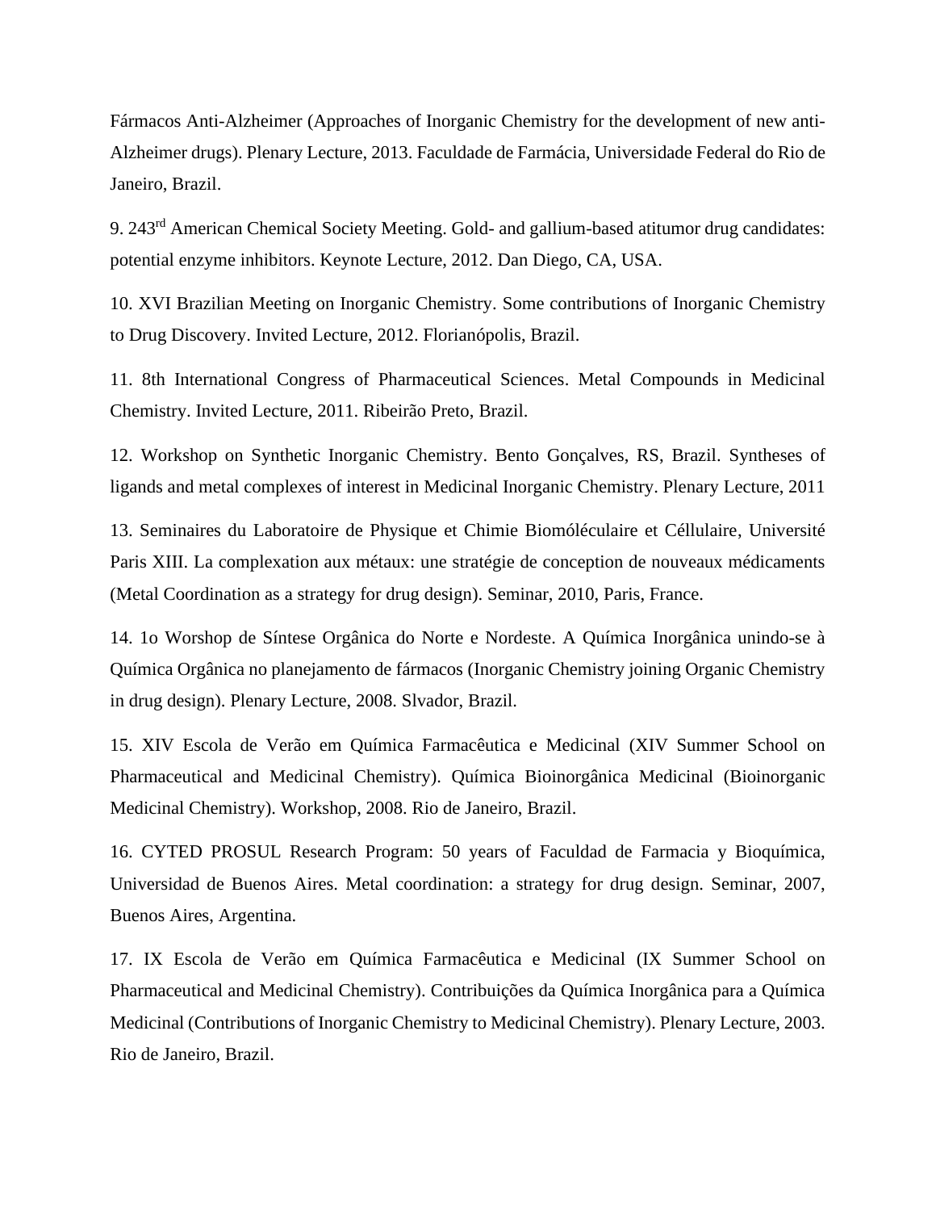Fármacos Anti-Alzheimer (Approaches of Inorganic Chemistry for the development of new anti-Alzheimer drugs). Plenary Lecture, 2013. Faculdade de Farmácia, Universidade Federal do Rio de Janeiro, Brazil.

9. 243$^{rd}$ American Chemical Society Meeting. Gold- and gallium-based atitumor drug candidates: potential enzyme inhibitors. Keynote Lecture, 2012. Dan Diego, CA, USA.

10. XVI Brazilian Meeting on Inorganic Chemistry. Some contributions of Inorganic Chemistry to Drug Discovery. Invited Lecture, 2012. Florianópolis, Brazil.

11. 8th International Congress of Pharmaceutical Sciences. Metal Compounds in Medicinal Chemistry. Invited Lecture, 2011. Ribeirão Preto, Brazil.

12. Workshop on Synthetic Inorganic Chemistry. Bento Gonçalves, RS, Brazil. Syntheses of ligands and metal complexes of interest in Medicinal Inorganic Chemistry. Plenary Lecture, 2011

13. Seminaires du Laboratoire de Physique et Chimie Biomóléculaire et Céllulaire, Université Paris XIII. La complexation aux métaux: une stratégie de conception de nouveaux médicaments (Metal Coordination as a strategy for drug design). Seminar, 2010, Paris, France.

14. 1o Worshop de Síntese Orgânica do Norte e Nordeste. A Química Inorgânica unindo-se à Química Orgânica no planejamento de fármacos (Inorganic Chemistry joining Organic Chemistry in drug design). Plenary Lecture, 2008. Slvador, Brazil.

15. XIV Escola de Verão em Química Farmacêutica e Medicinal (XIV Summer School on Pharmaceutical and Medicinal Chemistry). Química Bioinorgânica Medicinal (Bioinorganic Medicinal Chemistry). Workshop, 2008. Rio de Janeiro, Brazil.

16. CYTED PROSUL Research Program: 50 years of Faculdad de Farmacia y Bioquímica, Universidad de Buenos Aires. Metal coordination: a strategy for drug design. Seminar, 2007, Buenos Aires, Argentina.

17. IX Escola de Verão em Química Farmacêutica e Medicinal (IX Summer School on Pharmaceutical and Medicinal Chemistry). Contribuições da Química Inorgânica para a Química Medicinal (Contributions of Inorganic Chemistry to Medicinal Chemistry). Plenary Lecture, 2003. Rio de Janeiro, Brazil.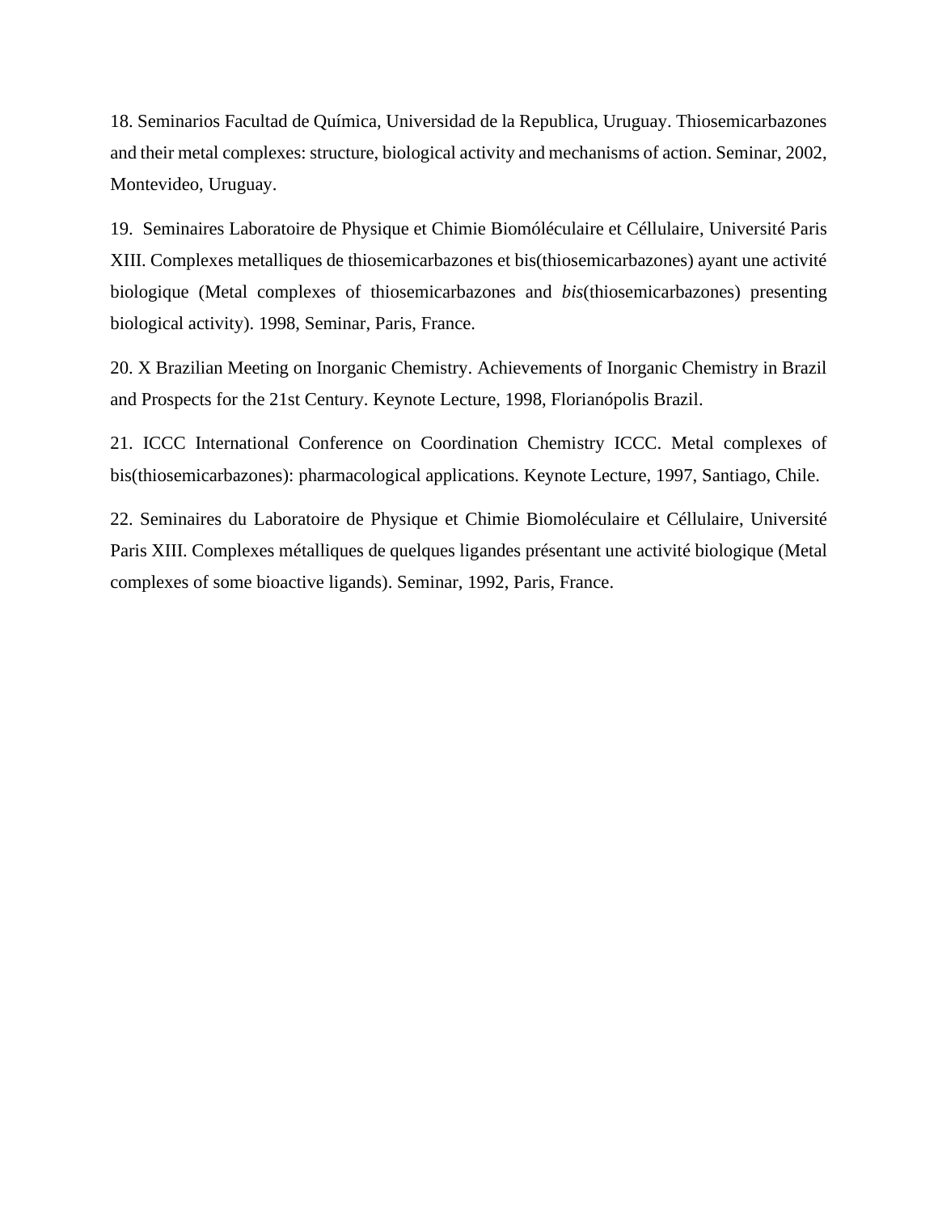18. Seminarios Facultad de Química, Universidad de la Republica, Uruguay. Thiosemicarbazones and their metal complexes: structure, biological activity and mechanisms of action. Seminar, 2002, Montevideo, Uruguay.

19. Seminaires Laboratoire de Physique et Chimie Biomóléculaire et Céllulaire, Université Paris XIII. Complexes metalliques de thiosemicarbazones et bis(thiosemicarbazones) ayant une activité biologique (Metal complexes of thiosemicarbazones and *bis*(thiosemicarbazones) presenting biological activity). 1998, Seminar, Paris, France.

20. X Brazilian Meeting on Inorganic Chemistry. Achievements of Inorganic Chemistry in Brazil and Prospects for the 21st Century. Keynote Lecture, 1998, Florianópolis Brazil.

21. ICCC International Conference on Coordination Chemistry ICCC. Metal complexes of bis(thiosemicarbazones): pharmacological applications. Keynote Lecture, 1997, Santiago, Chile.

22. Seminaires du Laboratoire de Physique et Chimie Biomoléculaire et Céllulaire, Université Paris XIII. Complexes métalliques de quelques ligandes présentant une activité biologique (Metal complexes of some bioactive ligands). Seminar, 1992, Paris, France.